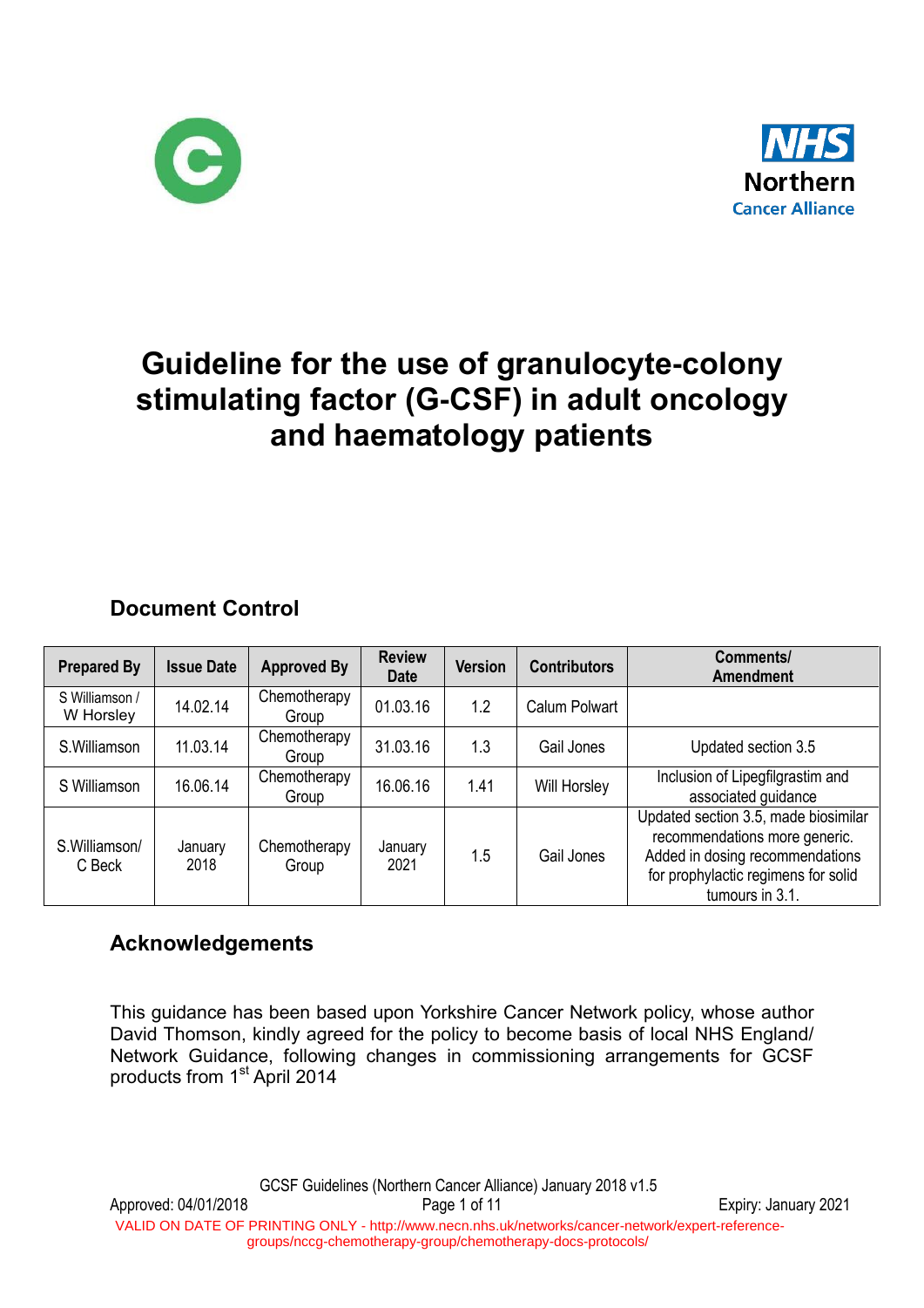# Guideline for the use of granulocyte-colony stimulating factor (G-CSF) in adult oncology and haematology patients

## Document Control

| Prepared By | Issue Date | Approved By | Review Date | Version | Contributors | Comments/ Amendment |
|---|---|---|---|---|---|---|
| S Williamson / W Horsley | 14.02.14 | Chemotherapy Group | 01.03.16 | 1.2 | Calum Polwart | |
| S.Williamson | 11.03.14 | Chemotherapy Group | 31.03.16 | 1.3 | Gail Jones | Updated section 3.5 |
| S Williamson | 16.06.14 | Chemotherapy Group | 16.06.16 | 1.41 | Will Horsley | Inclusion of Lipegfilgrastim and associated guidance |
| S.Williamson/ C Beck | January 2018 | Chemotherapy Group | January 2021 | 1.5 | Gail Jones | Updated section 3.5, made biosimilar recommendations more generic. Added in dosing recommendations for prophylactic regimens for solid tumours in 3.1. |

## Acknowledgements

This guidance has been based upon Yorkshire Cancer Network policy, whose author David Thomson, kindly agreed for the policy to become basis of local NHS England/ Network Guidance, following changes in commissioning arrangements for GCSF products from 1st April 2014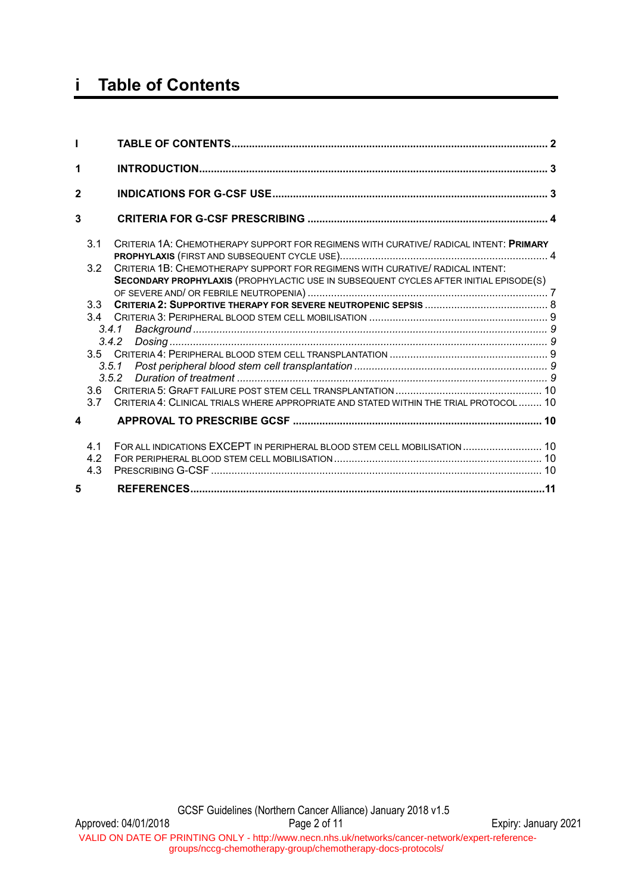# i Table of Contents

| | | |
|---|---|---|
| **I** | **TABLE OF CONTENTS** | **2** |
| **1** | **INTRODUCTION** | **3** |
| **2** | **INDICATIONS FOR G-CSF USE** | **3** |
| **3** | **CRITERIA FOR G-CSF PRESCRIBING** | **4** |
| 3.1 | CRITERIA 1A: CHEMOTHERAPY SUPPORT FOR REGIMENS WITH CURATIVE/ RADICAL INTENT: **PRIMARY PROPHYLAXIS** (FIRST AND SUBSEQUENT CYCLE USE) | 4 |
| 3.2 | CRITERIA 1B: CHEMOTHERAPY SUPPORT FOR REGIMENS WITH CURATIVE/ RADICAL INTENT: **SECONDARY PROPHYLAXIS** (PROPHYLACTIC USE IN SUBSEQUENT CYCLES AFTER INITIAL EPISODE(S) OF SEVERE AND/ OR FEBRILE NEUTROPENIA) | 7 |
| 3.3 | **CRITERIA 2: SUPPORTIVE THERAPY FOR SEVERE NEUTROPENIC SEPSIS** | 8 |
| 3.4 | CRITERIA 3: PERIPHERAL BLOOD STEM CELL MOBILISATION | 9 |
| *3.4.1* | *Background* | *9* |
| *3.4.2* | *Dosing* | *9* |
| 3.5 | CRITERIA 4: PERIPHERAL BLOOD STEM CELL TRANSPLANTATION | 9 |
| *3.5.1* | *Post peripheral blood stem cell transplantation* | *9* |
| *3.5.2* | *Duration of treatment* | *9* |
| 3.6 | CRITERIA 5: GRAFT FAILURE POST STEM CELL TRANSPLANTATION | 10 |
| 3.7 | CRITERIA 4: CLINICAL TRIALS WHERE APPROPRIATE AND STATED WITHIN THE TRIAL PROTOCOL | 10 |
| **4** | **APPROVAL TO PRESCRIBE GCSF** | **10** |
| 4.1 | FOR ALL INDICATIONS EXCEPT IN PERIPHERAL BLOOD STEM CELL MOBILISATION | 10 |
| 4.2 | FOR PERIPHERAL BLOOD STEM CELL MOBILISATION | 10 |
| 4.3 | PRESCRIBING G-CSF | 10 |
| **5** | **REFERENCES** | **11** |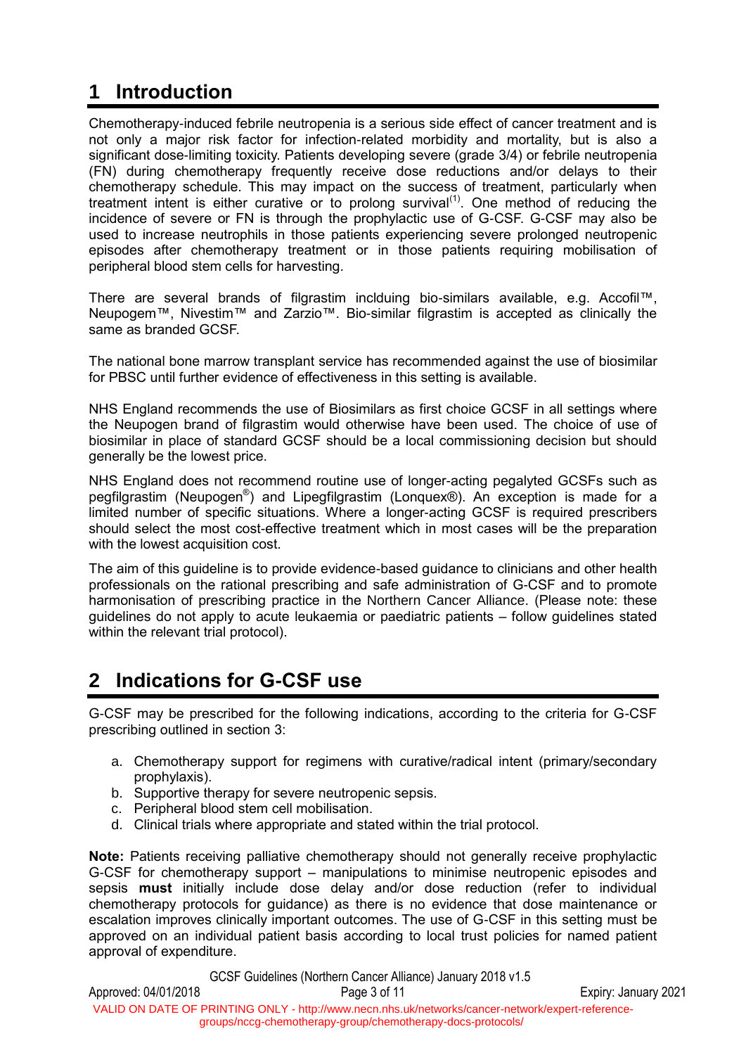# 1 Introduction

Chemotherapy-induced febrile neutropenia is a serious side effect of cancer treatment and is not only a major risk factor for infection-related morbidity and mortality, but is also a significant dose-limiting toxicity. Patients developing severe (grade 3/4) or febrile neutropenia (FN) during chemotherapy frequently receive dose reductions and/or delays to their chemotherapy schedule. This may impact on the success of treatment, particularly when treatment intent is either curative or to prolong survival[(1)]. One method of reducing the incidence of severe or FN is through the prophylactic use of G-CSF. G-CSF may also be used to increase neutrophils in those patients experiencing severe prolonged neutropenic episodes after chemotherapy treatment or in those patients requiring mobilisation of peripheral blood stem cells for harvesting.

There are several brands of filgrastim inclduing bio-similars available, e.g. Accofil™, Neupogem™, Nivestim™ and Zarzio™. Bio-similar filgrastim is accepted as clinically the same as branded GCSF.

The national bone marrow transplant service has recommended against the use of biosimilar for PBSC until further evidence of effectiveness in this setting is available.

NHS England recommends the use of Biosimilars as first choice GCSF in all settings where the Neupogen brand of filgrastim would otherwise have been used. The choice of use of biosimilar in place of standard GCSF should be a local commissioning decision but should generally be the lowest price.

NHS England does not recommend routine use of longer-acting pegalyted GCSFs such as pegfilgrastim (Neupogen®) and Lipegfilgrastim (Lonquex®). An exception is made for a limited number of specific situations. Where a longer-acting GCSF is required prescribers should select the most cost-effective treatment which in most cases will be the preparation with the lowest acquisition cost.

The aim of this guideline is to provide evidence-based guidance to clinicians and other health professionals on the rational prescribing and safe administration of G-CSF and to promote harmonisation of prescribing practice in the Northern Cancer Alliance. (Please note: these guidelines do not apply to acute leukaemia or paediatric patients – follow guidelines stated within the relevant trial protocol).

# 2 Indications for G-CSF use

G-CSF may be prescribed for the following indications, according to the criteria for G-CSF prescribing outlined in section 3:

a. Chemotherapy support for regimens with curative/radical intent (primary/secondary prophylaxis).
b. Supportive therapy for severe neutropenic sepsis.
c. Peripheral blood stem cell mobilisation.
d. Clinical trials where appropriate and stated within the trial protocol.

**Note:** Patients receiving palliative chemotherapy should not generally receive prophylactic G-CSF for chemotherapy support – manipulations to minimise neutropenic episodes and sepsis **must** initially include dose delay and/or dose reduction (refer to individual chemotherapy protocols for guidance) as there is no evidence that dose maintenance or escalation improves clinically important outcomes. The use of G-CSF in this setting must be approved on an individual patient basis according to local trust policies for named patient approval of expenditure.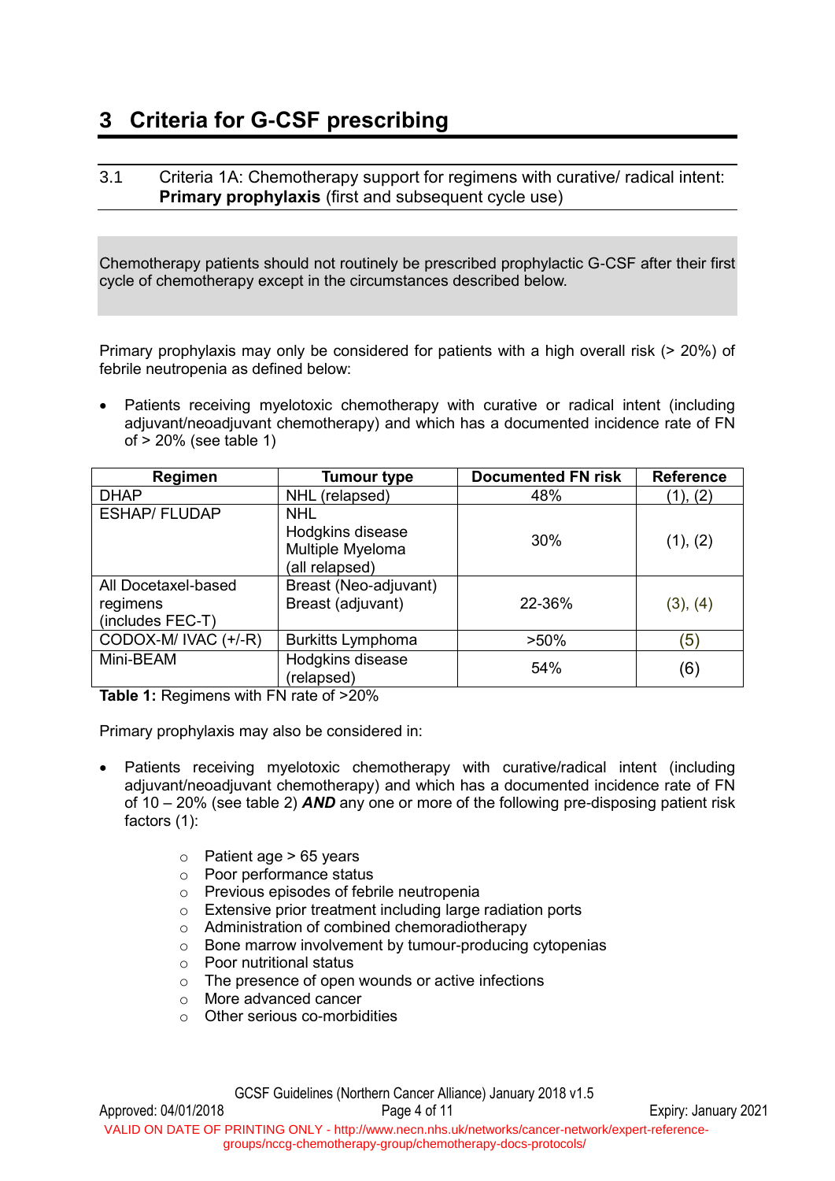# 3 Criteria for G-CSF prescribing

## 3.1 Criteria 1A: Chemotherapy support for regimens with curative/ radical intent: **Primary prophylaxis** (first and subsequent cycle use)

Chemotherapy patients should not routinely be prescribed prophylactic G-CSF after their first cycle of chemotherapy except in the circumstances described below.

Primary prophylaxis may only be considered for patients with a high overall risk (> 20%) of febrile neutropenia as defined below:

- Patients receiving myelotoxic chemotherapy with curative or radical intent (including adjuvant/neoadjuvant chemotherapy) and which has a documented incidence rate of FN of > 20% (see table 1)

| Regimen | Tumour type | Documented FN risk | Reference |
|---|---|---|---|
| DHAP | NHL (relapsed) | 48% | (1), (2) |
| ESHAP/ FLUDAP | NHL<br>Hodgkins disease<br>Multiple Myeloma<br>(all relapsed) | 30% | (1), (2) |
| All Docetaxel-based regimens (includes FEC-T) | Breast (Neo-adjuvant)<br>Breast (adjuvant) | 22-36% | (3), (4) |
| CODOX-M/ IVAC (+/-R) | Burkitts Lymphoma | >50% | (5) |
| Mini-BEAM | Hodgkins disease (relapsed) | 54% | (6) |

**Table 1:** Regimens with FN rate of >20%

Primary prophylaxis may also be considered in:

- Patients receiving myelotoxic chemotherapy with curative/radical intent (including adjuvant/neoadjuvant chemotherapy) and which has a documented incidence rate of FN of 10 – 20% (see table 2) ***AND*** any one or more of the following pre-disposing patient risk factors (1):
  - Patient age > 65 years
  - Poor performance status
  - Previous episodes of febrile neutropenia
  - Extensive prior treatment including large radiation ports
  - Administration of combined chemoradiotherapy
  - Bone marrow involvement by tumour-producing cytopenias
  - Poor nutritional status
  - The presence of open wounds or active infections
  - More advanced cancer
  - Other serious co-morbidities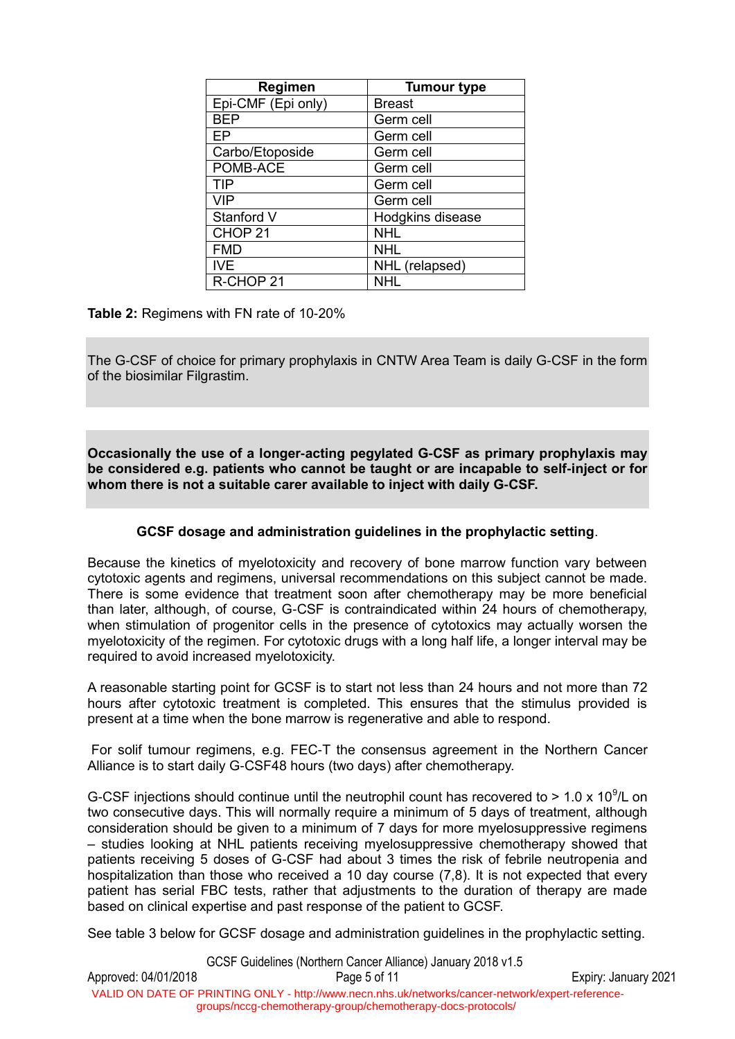| Regimen | Tumour type |
|---|---|
| Epi-CMF (Epi only) | Breast |
| BEP | Germ cell |
| EP | Germ cell |
| Carbo/Etoposide | Germ cell |
| POMB-ACE | Germ cell |
| TIP | Germ cell |
| VIP | Germ cell |
| Stanford V | Hodgkins disease |
| CHOP 21 | NHL |
| FMD | NHL |
| IVE | NHL (relapsed) |
| R-CHOP 21 | NHL |

**Table 2:** Regimens with FN rate of 10-20%

The G-CSF of choice for primary prophylaxis in CNTW Area Team is daily G-CSF in the form of the biosimilar Filgrastim.

**Occasionally the use of a longer-acting pegylated G-CSF as primary prophylaxis may be considered e.g. patients who cannot be taught or are incapable to self-inject or for whom there is not a suitable carer available to inject with daily G-CSF.**

**GCSF dosage and administration guidelines in the prophylactic setting**.

Because the kinetics of myelotoxicity and recovery of bone marrow function vary between cytotoxic agents and regimens, universal recommendations on this subject cannot be made. There is some evidence that treatment soon after chemotherapy may be more beneficial than later, although, of course, G-CSF is contraindicated within 24 hours of chemotherapy, when stimulation of progenitor cells in the presence of cytotoxics may actually worsen the myelotoxicity of the regimen. For cytotoxic drugs with a long half life, a longer interval may be required to avoid increased myelotoxicity.

A reasonable starting point for GCSF is to start not less than 24 hours and not more than 72 hours after cytotoxic treatment is completed. This ensures that the stimulus provided is present at a time when the bone marrow is regenerative and able to respond.

For solif tumour regimens, e.g. FEC-T the consensus agreement in the Northern Cancer Alliance is to start daily G-CSF48 hours (two days) after chemotherapy.

G-CSF injections should continue until the neutrophil count has recovered to > 1.0 x $10^9$/L on two consecutive days. This will normally require a minimum of 5 days of treatment, although consideration should be given to a minimum of 7 days for more myelosuppressive regimens – studies looking at NHL patients receiving myelosuppressive chemotherapy showed that patients receiving 5 doses of G-CSF had about 3 times the risk of febrile neutropenia and hospitalization than those who received a 10 day course (7,8). It is not expected that every patient has serial FBC tests, rather that adjustments to the duration of therapy are made based on clinical expertise and past response of the patient to GCSF.

See table 3 below for GCSF dosage and administration guidelines in the prophylactic setting.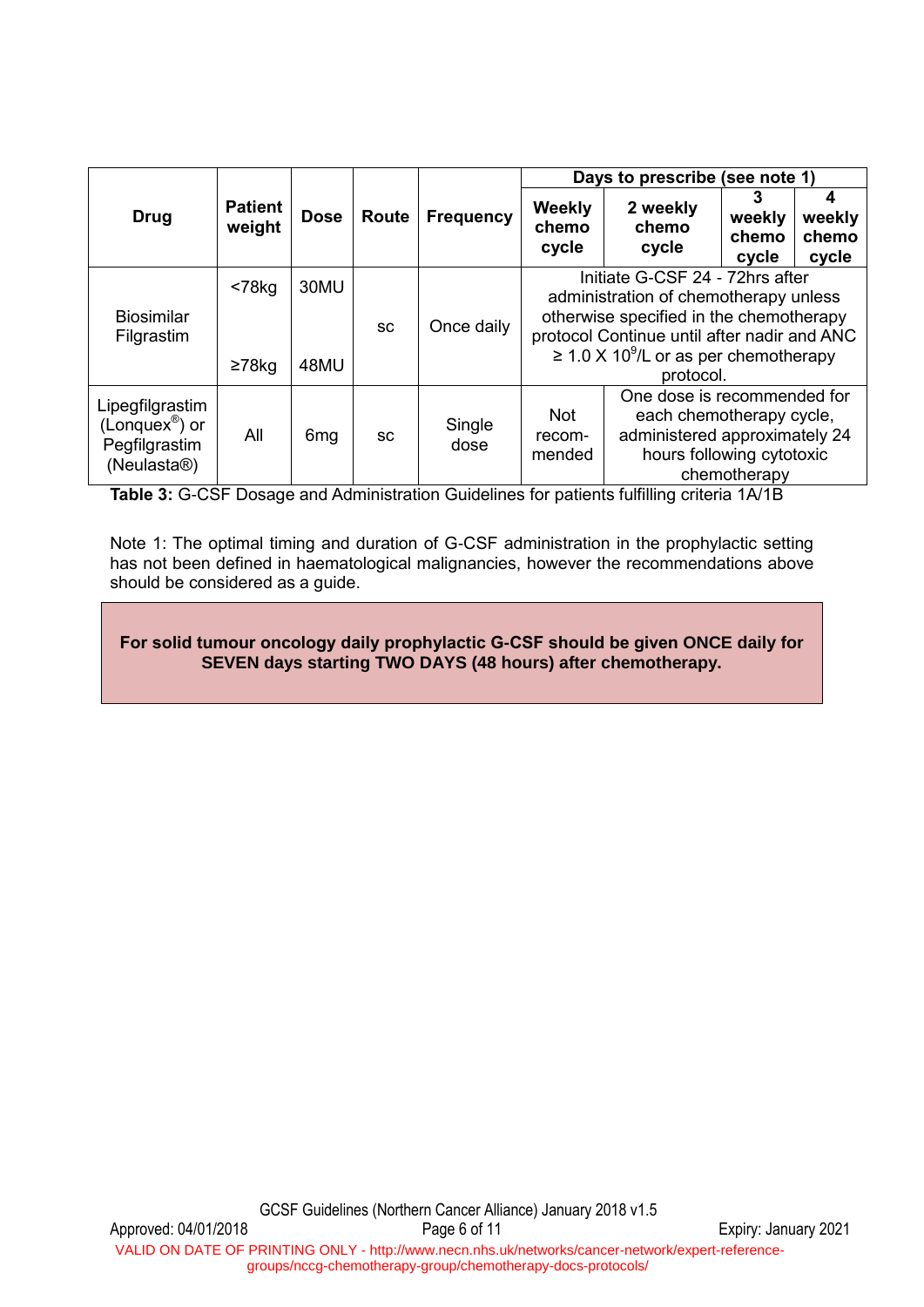| Drug | Patient weight | Dose | Route | Frequency | Days to prescribe (see note 1) | | | |
|---|---|---|---|---|---|---|---|---|
| | | | | | Weekly chemo cycle | 2 weekly chemo cycle | 3 weekly chemo cycle | 4 weekly chemo cycle |
| Biosimilar Filgrastim | <78kg | 30MU | sc | Once daily | Initiate G-CSF 24 - 72hrs after administration of chemotherapy unless otherwise specified in the chemotherapy protocol Continue until after nadir and ANC ≥ 1.0 X $10^9$/L or as per chemotherapy protocol. | | | |
| | ≥78kg | 48MU | | | | | | |
| Lipegfilgrastim (Lonquex®) or Pegfilgrastim (Neulasta®) | All | 6mg | sc | Single dose | Not recom-mended | One dose is recommended for each chemotherapy cycle, administered approximately 24 hours following cytotoxic chemotherapy | | |

**Table 3:** G-CSF Dosage and Administration Guidelines for patients fulfilling criteria 1A/1B

Note 1: The optimal timing and duration of G-CSF administration in the prophylactic setting has not been defined in haematological malignancies, however the recommendations above should be considered as a guide.

**For solid tumour oncology daily prophylactic G-CSF should be given ONCE daily for SEVEN days starting TWO DAYS (48 hours) after chemotherapy.**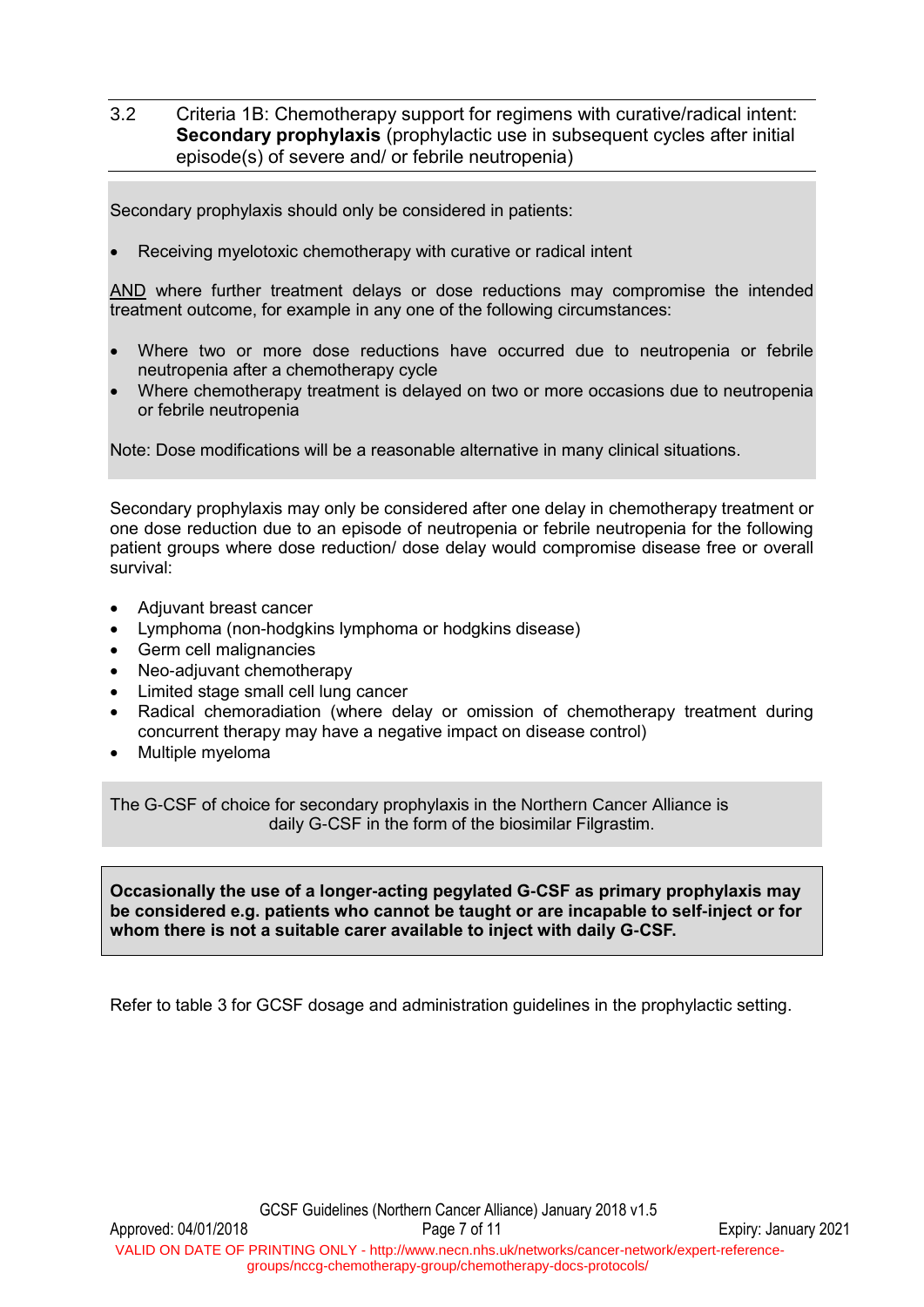## 3.2 Criteria 1B: Chemotherapy support for regimens with curative/radical intent: **Secondary prophylaxis** (prophylactic use in subsequent cycles after initial episode(s) of severe and/ or febrile neutropenia)

Secondary prophylaxis should only be considered in patients:

- Receiving myelotoxic chemotherapy with curative or radical intent

AND where further treatment delays or dose reductions may compromise the intended treatment outcome, for example in any one of the following circumstances:

- Where two or more dose reductions have occurred due to neutropenia or febrile neutropenia after a chemotherapy cycle
- Where chemotherapy treatment is delayed on two or more occasions due to neutropenia or febrile neutropenia

Note: Dose modifications will be a reasonable alternative in many clinical situations.

Secondary prophylaxis may only be considered after one delay in chemotherapy treatment or one dose reduction due to an episode of neutropenia or febrile neutropenia for the following patient groups where dose reduction/ dose delay would compromise disease free or overall survival:

- Adjuvant breast cancer
- Lymphoma (non-hodgkins lymphoma or hodgkins disease)
- Germ cell malignancies
- Neo-adjuvant chemotherapy
- Limited stage small cell lung cancer
- Radical chemoradiation (where delay or omission of chemotherapy treatment during concurrent therapy may have a negative impact on disease control)
- Multiple myeloma

The G-CSF of choice for secondary prophylaxis in the Northern Cancer Alliance is daily G-CSF in the form of the biosimilar Filgrastim.

**Occasionally the use of a longer-acting pegylated G-CSF as primary prophylaxis may be considered e.g. patients who cannot be taught or are incapable to self-inject or for whom there is not a suitable carer available to inject with daily G-CSF.**

Refer to table 3 for GCSF dosage and administration guidelines in the prophylactic setting.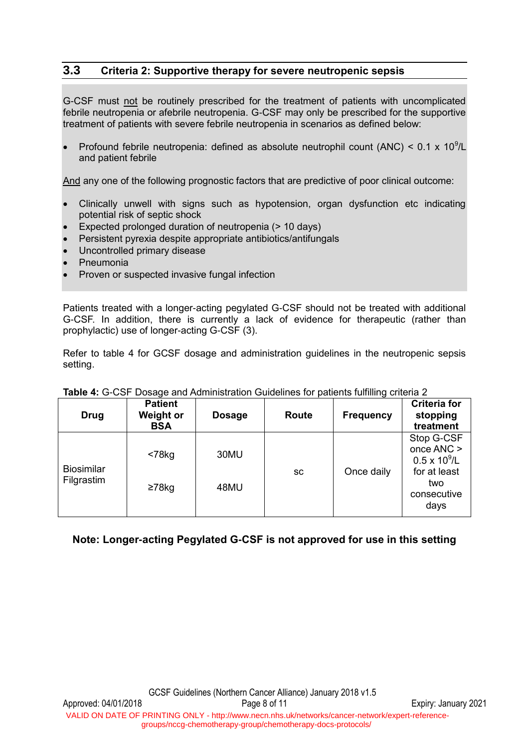## 3.3 Criteria 2: Supportive therapy for severe neutropenic sepsis

G-CSF must not be routinely prescribed for the treatment of patients with uncomplicated febrile neutropenia or afebrile neutropenia. G-CSF may only be prescribed for the supportive treatment of patients with severe febrile neutropenia in scenarios as defined below:

- Profound febrile neutropenia: defined as absolute neutrophil count (ANC) < 0.1 x $10^9$/L and patient febrile

And any one of the following prognostic factors that are predictive of poor clinical outcome:

- Clinically unwell with signs such as hypotension, organ dysfunction etc indicating potential risk of septic shock
- Expected prolonged duration of neutropenia (> 10 days)
- Persistent pyrexia despite appropriate antibiotics/antifungals
- Uncontrolled primary disease
- Pneumonia
- Proven or suspected invasive fungal infection

Patients treated with a longer-acting pegylated G-CSF should not be treated with additional G-CSF. In addition, there is currently a lack of evidence for therapeutic (rather than prophylactic) use of longer-acting G-CSF (3).

Refer to table 4 for GCSF dosage and administration guidelines in the neutropenic sepsis setting.

**Table 4:** G-CSF Dosage and Administration Guidelines for patients fulfilling criteria 2

| Drug | Patient Weight or BSA | Dosage | Route | Frequency | Criteria for stopping treatment |
|---|---|---|---|---|---|
| Biosimilar Filgrastim | <78kg | 30MU | sc | Once daily | Stop G-CSF once ANC > 0.5 x $10^9$/L for at least two consecutive days |
| | ≥78kg | 48MU | | | |

**Note: Longer-acting Pegylated G-CSF is not approved for use in this setting**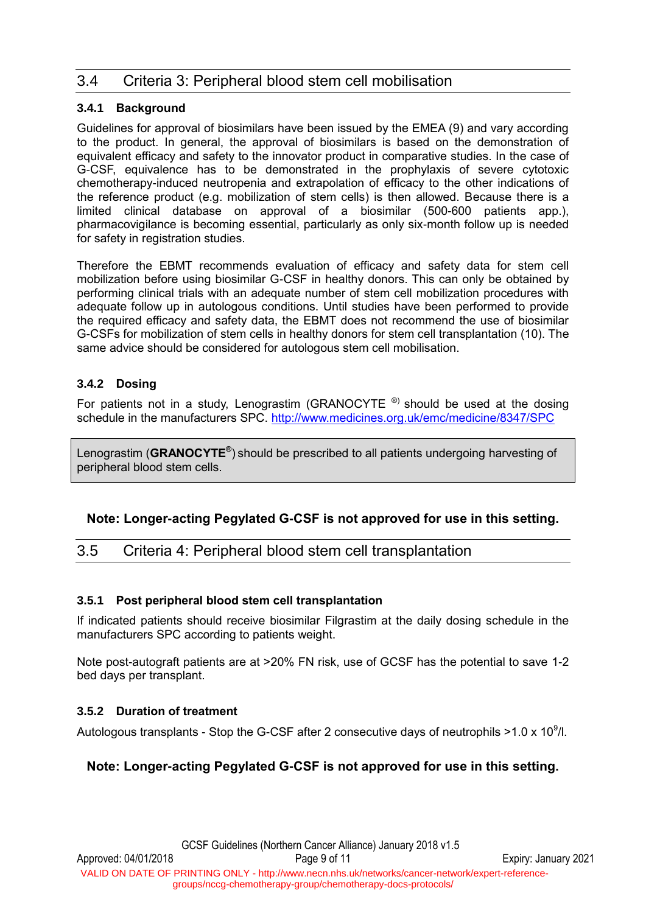## 3.4 Criteria 3: Peripheral blood stem cell mobilisation

### 3.4.1 Background

Guidelines for approval of biosimilars have been issued by the EMEA (9) and vary according to the product. In general, the approval of biosimilars is based on the demonstration of equivalent efficacy and safety to the innovator product in comparative studies. In the case of G-CSF, equivalence has to be demonstrated in the prophylaxis of severe cytotoxic chemotherapy-induced neutropenia and extrapolation of efficacy to the other indications of the reference product (e.g. mobilization of stem cells) is then allowed. Because there is a limited clinical database on approval of a biosimilar (500-600 patients app.), pharmacovigilance is becoming essential, particularly as only six-month follow up is needed for safety in registration studies.

Therefore the EBMT recommends evaluation of efficacy and safety data for stem cell mobilization before using biosimilar G-CSF in healthy donors. This can only be obtained by performing clinical trials with an adequate number of stem cell mobilization procedures with adequate follow up in autologous conditions. Until studies have been performed to provide the required efficacy and safety data, the EBMT does not recommend the use of biosimilar G-CSFs for mobilization of stem cells in healthy donors for stem cell transplantation (10). The same advice should be considered for autologous stem cell mobilisation.

### 3.4.2 Dosing

For patients not in a study, Lenograstim (GRANOCYTE ®) should be used at the dosing schedule in the manufacturers SPC. http://www.medicines.org.uk/emc/medicine/8347/SPC

> Lenograstim (**GRANOCYTE®**) should be prescribed to all patients undergoing harvesting of peripheral blood stem cells.

**Note: Longer-acting Pegylated G-CSF is not approved for use in this setting.**

## 3.5 Criteria 4: Peripheral blood stem cell transplantation

### 3.5.1 Post peripheral blood stem cell transplantation

If indicated patients should receive biosimilar Filgrastim at the daily dosing schedule in the manufacturers SPC according to patients weight.

Note post-autograft patients are at >20% FN risk, use of GCSF has the potential to save 1-2 bed days per transplant.

### 3.5.2 Duration of treatment

Autologous transplants - Stop the G-CSF after 2 consecutive days of neutrophils $>1.0 \times 10^9$/l.

**Note: Longer-acting Pegylated G-CSF is not approved for use in this setting.**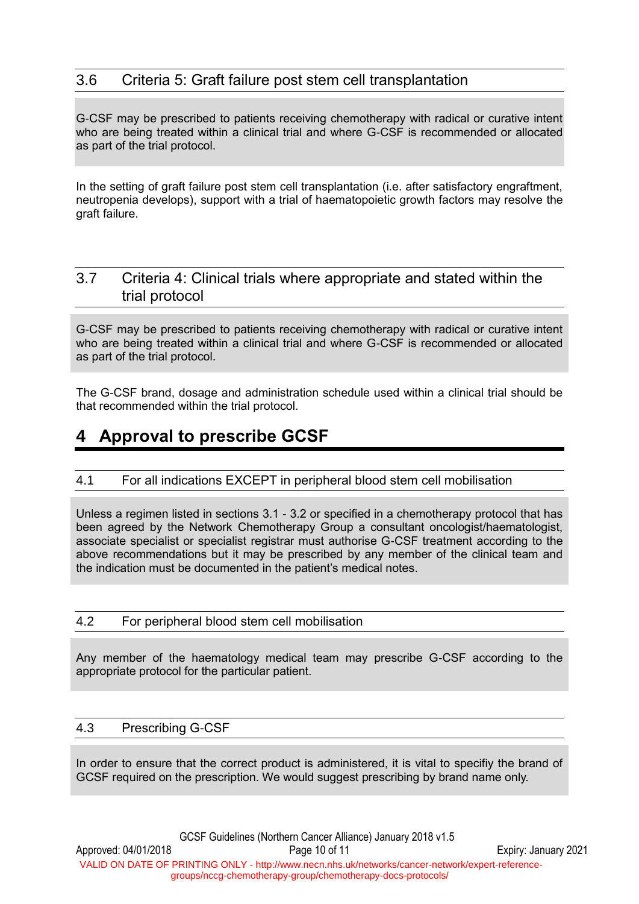### 3.6 Criteria 5: Graft failure post stem cell transplantation

G-CSF may be prescribed to patients receiving chemotherapy with radical or curative intent who are being treated within a clinical trial and where G-CSF is recommended or allocated as part of the trial protocol.

In the setting of graft failure post stem cell transplantation (i.e. after satisfactory engraftment, neutropenia develops), support with a trial of haematopoietic growth factors may resolve the graft failure.

### 3.7 Criteria 4: Clinical trials where appropriate and stated within the trial protocol

G-CSF may be prescribed to patients receiving chemotherapy with radical or curative intent who are being treated within a clinical trial and where G-CSF is recommended or allocated as part of the trial protocol.

The G-CSF brand, dosage and administration schedule used within a clinical trial should be that recommended within the trial protocol.

## 4 Approval to prescribe GCSF

### 4.1 For all indications EXCEPT in peripheral blood stem cell mobilisation

Unless a regimen listed in sections 3.1 - 3.2 or specified in a chemotherapy protocol that has been agreed by the Network Chemotherapy Group a consultant oncologist/haematologist, associate specialist or specialist registrar must authorise G-CSF treatment according to the above recommendations but it may be prescribed by any member of the clinical team and the indication must be documented in the patient's medical notes.

### 4.2 For peripheral blood stem cell mobilisation

Any member of the haematology medical team may prescribe G-CSF according to the appropriate protocol for the particular patient.

### 4.3 Prescribing G-CSF

In order to ensure that the correct product is administered, it is vital to specifiy the brand of GCSF required on the prescription. We would suggest prescribing by brand name only.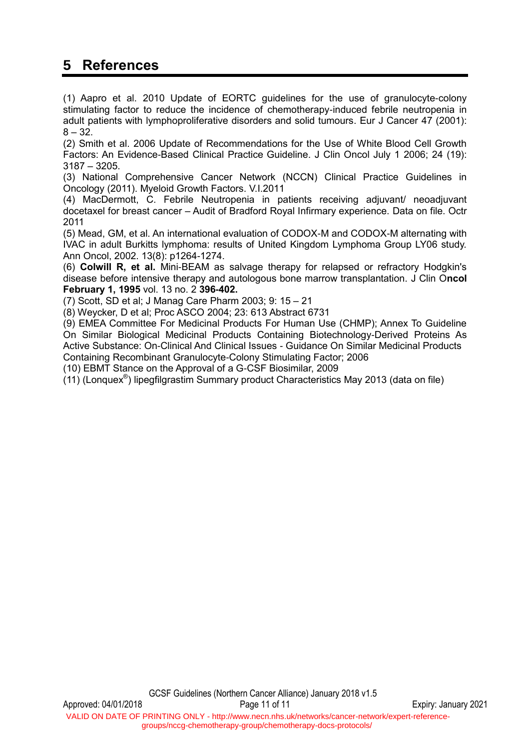# 5 References

(1) Aapro et al. 2010 Update of EORTC guidelines for the use of granulocyte-colony stimulating factor to reduce the incidence of chemotherapy-induced febrile neutropenia in adult patients with lymphoproliferative disorders and solid tumours. Eur J Cancer 47 (2001): 8 – 32.

(2) Smith et al. 2006 Update of Recommendations for the Use of White Blood Cell Growth Factors: An Evidence-Based Clinical Practice Guideline. J Clin Oncol July 1 2006; 24 (19): 3187 – 3205.

(3) National Comprehensive Cancer Network (NCCN) Clinical Practice Guidelines in Oncology (2011). Myeloid Growth Factors. V.I.2011

(4) MacDermott, C. Febrile Neutropenia in patients receiving adjuvant/ neoadjuvant docetaxel for breast cancer – Audit of Bradford Royal Infirmary experience. Data on file. Octr 2011

(5) Mead, GM, et al. An international evaluation of CODOX-M and CODOX-M alternating with IVAC in adult Burkitts lymphoma: results of United Kingdom Lymphoma Group LY06 study. Ann Oncol, 2002. 13(8): p1264-1274.

(6) **Colwill R, et al.** Mini-BEAM as salvage therapy for relapsed or refractory Hodgkin's disease before intensive therapy and autologous bone marrow transplantation. J Clin O**ncol February 1, 1995** vol. 13 no. 2 **396-402.**

(7) Scott, SD et al; J Manag Care Pharm 2003; 9: 15 – 21

(8) Weycker, D et al; Proc ASCO 2004; 23: 613 Abstract 6731

(9) EMEA Committee For Medicinal Products For Human Use (CHMP); Annex To Guideline On Similar Biological Medicinal Products Containing Biotechnology-Derived Proteins As Active Substance: On-Clinical And Clinical Issues - Guidance On Similar Medicinal Products Containing Recombinant Granulocyte-Colony Stimulating Factor; 2006

(10) EBMT Stance on the Approval of a G-CSF Biosimilar, 2009

(11) (Lonquex®) lipegfilgrastim Summary product Characteristics May 2013 (data on file)